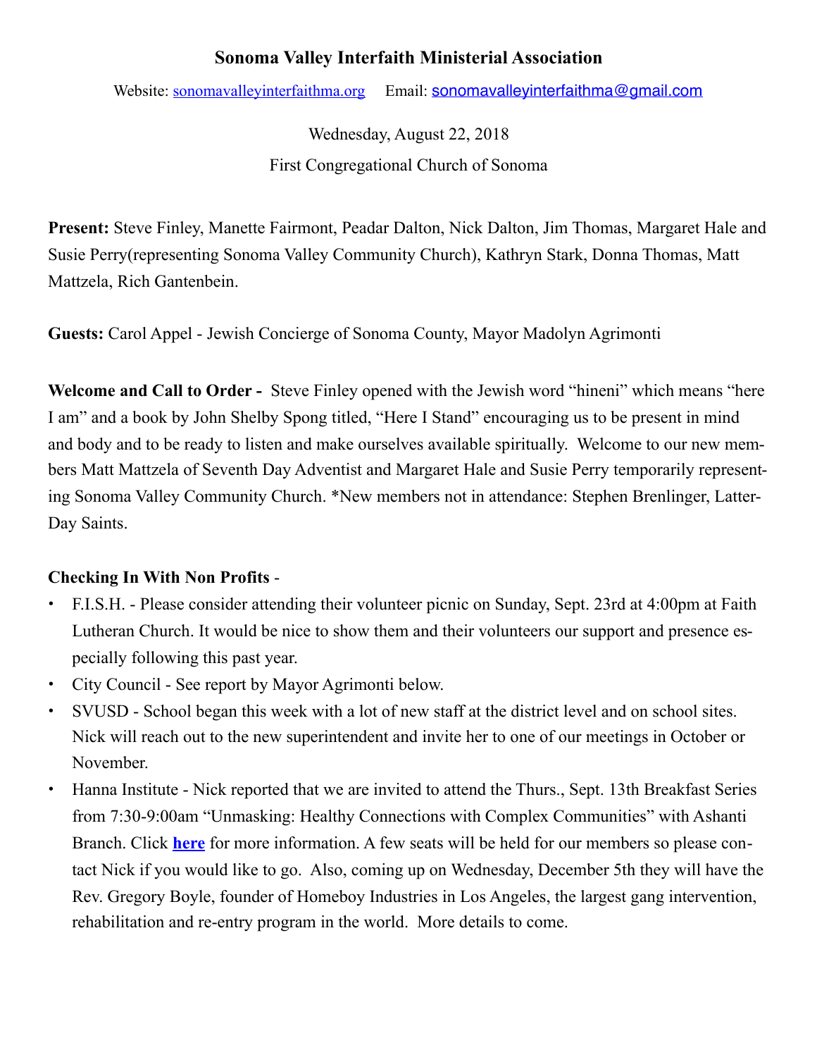# Sonoma Valley Interfaith Ministerial Association

Website: sonomavalleyinterfaithma.org Email: sonomavalleyinterfaithma@gmail.com

Wednesday, August 22, 2018

First Congregational Church of Sonoma

**Present:** Steve Finley, Manette Fairmont, Peadar Dalton, Nick Dalton, Jim Thomas, Margaret Hale and Susie Perry(representing Sonoma Valley Community Church), Kathryn Stark, Donna Thomas, Matt Mattzela, Rich Gantenbein.

**Guests:** Carol Appel - Jewish Concierge of Sonoma County, Mayor Madolyn Agrimonti

**Welcome and Call to Order -** Steve Finley opened with the Jewish word "hineni" which means "here I am" and a book by John Shelby Spong titled, "Here I Stand" encouraging us to be present in mind and body and to be ready to listen and make ourselves available spiritually. Welcome to our new members Matt Mattzela of Seventh Day Adventist and Margaret Hale and Susie Perry temporarily representing Sonoma Valley Community Church. *New members not in attendance: Stephen Brenlinger, Latter-Day Saints.

**Checking In With Non Profits** -

- F.I.S.H. - Please consider attending their volunteer picnic on Sunday, Sept. 23rd at 4:00pm at Faith Lutheran Church. It would be nice to show them and their volunteers our support and presence especially following this past year.
- City Council - See report by Mayor Agrimonti below.
- SVUSD - School began this week with a lot of new staff at the district level and on school sites. Nick will reach out to the new superintendent and invite her to one of our meetings in October or November.
- Hanna Institute - Nick reported that we are invited to attend the Thurs., Sept. 13th Breakfast Series from 7:30-9:00am "Unmasking: Healthy Connections with Complex Communities" with Ashanti Branch. Click **here** for more information. A few seats will be held for our members so please contact Nick if you would like to go. Also, coming up on Wednesday, December 5th they will have the Rev. Gregory Boyle, founder of Homeboy Industries in Los Angeles, the largest gang intervention, rehabilitation and re-entry program in the world. More details to come.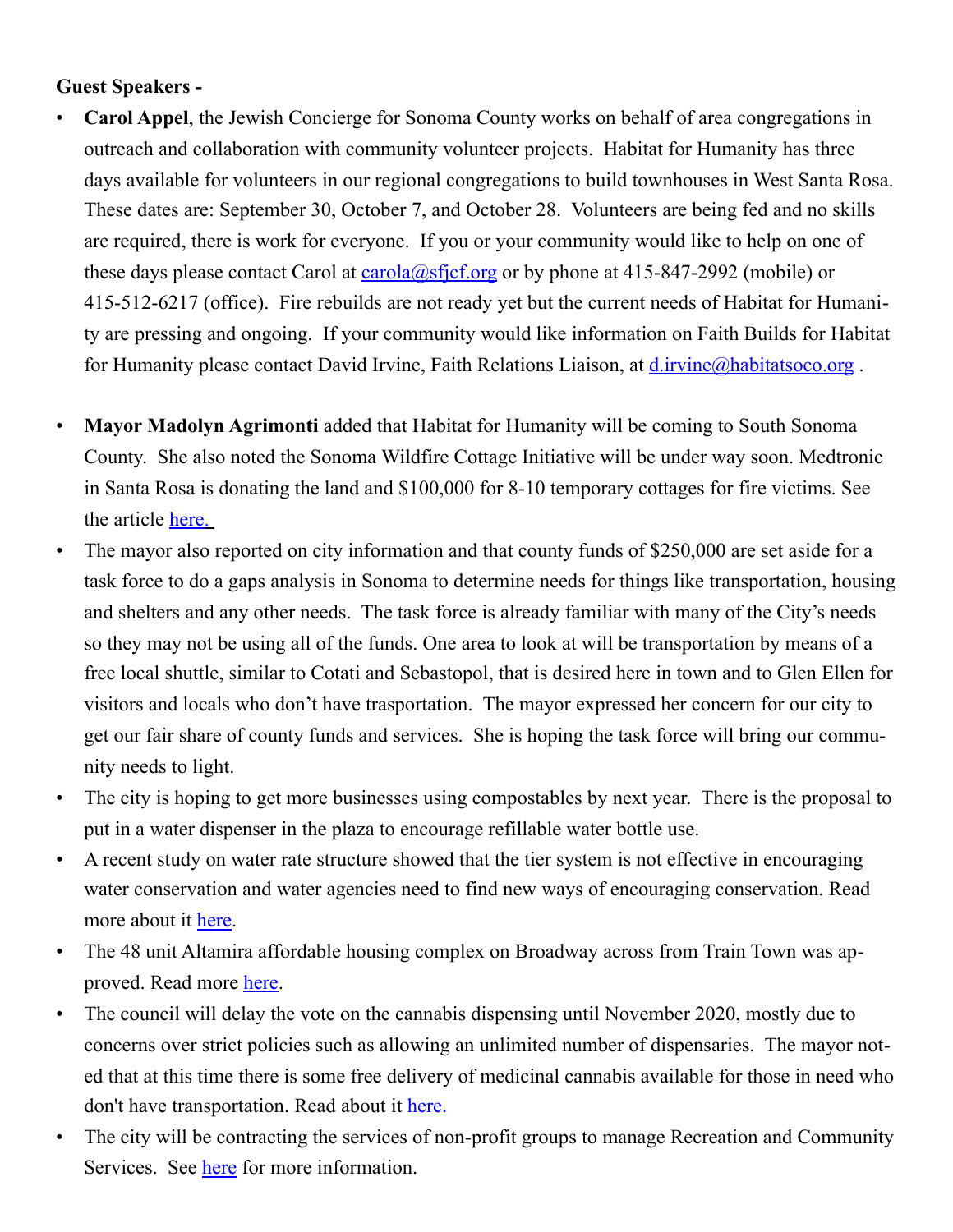**Guest Speakers -**

- **Carol Appel**, the Jewish Concierge for Sonoma County works on behalf of area congregations in outreach and collaboration with community volunteer projects. Habitat for Humanity has three days available for volunteers in our regional congregations to build townhouses in West Santa Rosa. These dates are: September 30, October 7, and October 28. Volunteers are being fed and no skills are required, there is work for everyone. If you or your community would like to help on one of these days please contact Carol at carola@sfjcf.org or by phone at 415-847-2992 (mobile) or 415-512-6217 (office). Fire rebuilds are not ready yet but the current needs of Habitat for Humanity are pressing and ongoing. If your community would like information on Faith Builds for Habitat for Humanity please contact David Irvine, Faith Relations Liaison, at d.irvine@habitatsoco.org .

- **Mayor Madolyn Agrimonti** added that Habitat for Humanity will be coming to South Sonoma County. She also noted the Sonoma Wildfire Cottage Initiative will be under way soon. Medtronic in Santa Rosa is donating the land and $100,000 for 8-10 temporary cottages for fire victims. See the article here.
- The mayor also reported on city information and that county funds of $250,000 are set aside for a task force to do a gaps analysis in Sonoma to determine needs for things like transportation, housing and shelters and any other needs. The task force is already familiar with many of the City's needs so they may not be using all of the funds. One area to look at will be transportation by means of a free local shuttle, similar to Cotati and Sebastopol, that is desired here in town and to Glen Ellen for visitors and locals who don't have trasportation. The mayor expressed her concern for our city to get our fair share of county funds and services. She is hoping the task force will bring our community needs to light.
- The city is hoping to get more businesses using compostables by next year. There is the proposal to put in a water dispenser in the plaza to encourage refillable water bottle use.
- A recent study on water rate structure showed that the tier system is not effective in encouraging water conservation and water agencies need to find new ways of encouraging conservation. Read more about it here.
- The 48 unit Altamira affordable housing complex on Broadway across from Train Town was approved. Read more here.
- The council will delay the vote on the cannabis dispensing until November 2020, mostly due to concerns over strict policies such as allowing an unlimited number of dispensaries. The mayor noted that at this time there is some free delivery of medicinal cannabis available for those in need who don't have transportation. Read about it here.
- The city will be contracting the services of non-profit groups to manage Recreation and Community Services. See here for more information.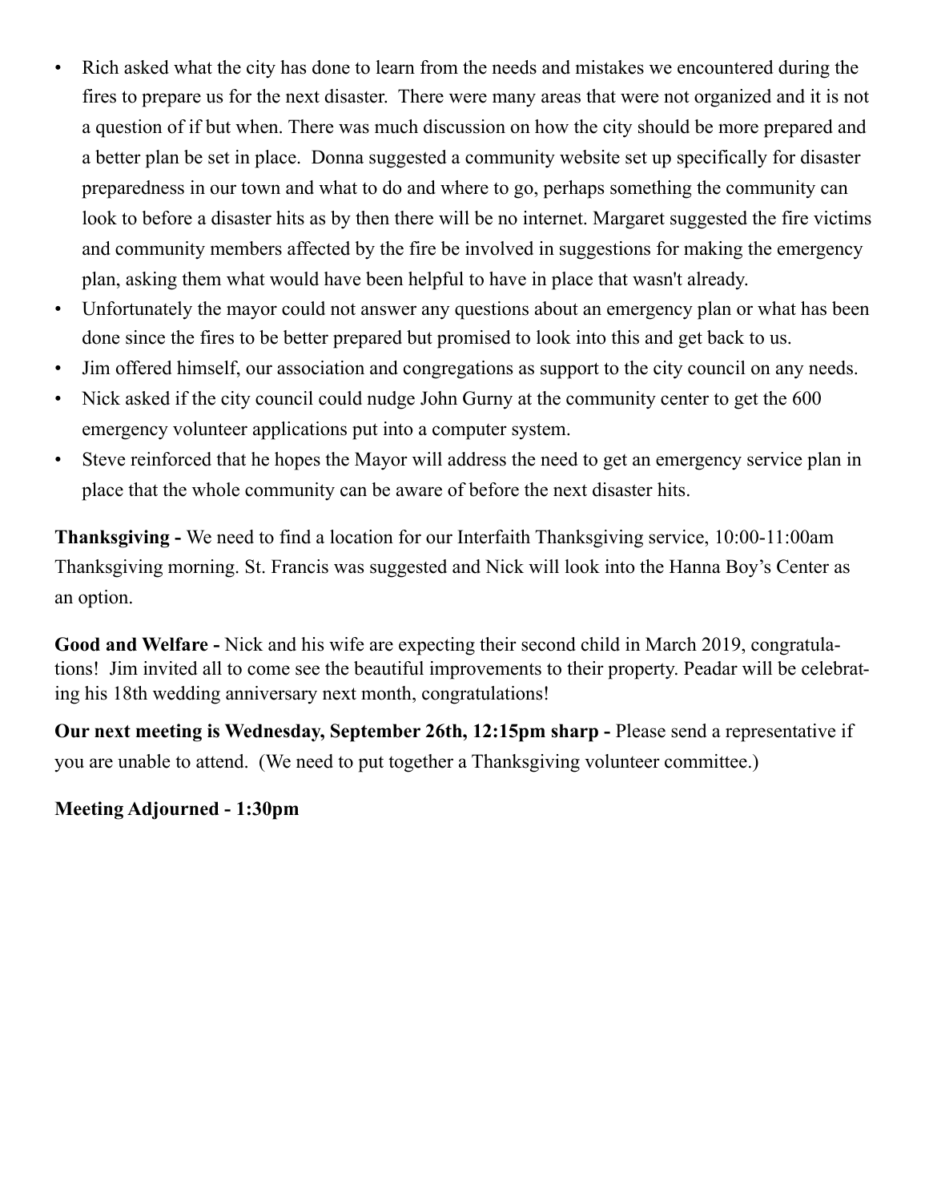- Rich asked what the city has done to learn from the needs and mistakes we encountered during the fires to prepare us for the next disaster. There were many areas that were not organized and it is not a question of if but when. There was much discussion on how the city should be more prepared and a better plan be set in place. Donna suggested a community website set up specifically for disaster preparedness in our town and what to do and where to go, perhaps something the community can look to before a disaster hits as by then there will be no internet. Margaret suggested the fire victims and community members affected by the fire be involved in suggestions for making the emergency plan, asking them what would have been helpful to have in place that wasn't already.
- Unfortunately the mayor could not answer any questions about an emergency plan or what has been done since the fires to be better prepared but promised to look into this and get back to us.
- Jim offered himself, our association and congregations as support to the city council on any needs.
- Nick asked if the city council could nudge John Gurny at the community center to get the 600 emergency volunteer applications put into a computer system.
- Steve reinforced that he hopes the Mayor will address the need to get an emergency service plan in place that the whole community can be aware of before the next disaster hits.

**Thanksgiving -** We need to find a location for our Interfaith Thanksgiving service, 10:00-11:00am Thanksgiving morning. St. Francis was suggested and Nick will look into the Hanna Boy's Center as an option.

**Good and Welfare -** Nick and his wife are expecting their second child in March 2019, congratulations! Jim invited all to come see the beautiful improvements to their property. Peadar will be celebrating his 18th wedding anniversary next month, congratulations!

**Our next meeting is Wednesday, September 26th, 12:15pm sharp -** Please send a representative if you are unable to attend. (We need to put together a Thanksgiving volunteer committee.)

**Meeting Adjourned - 1:30pm**